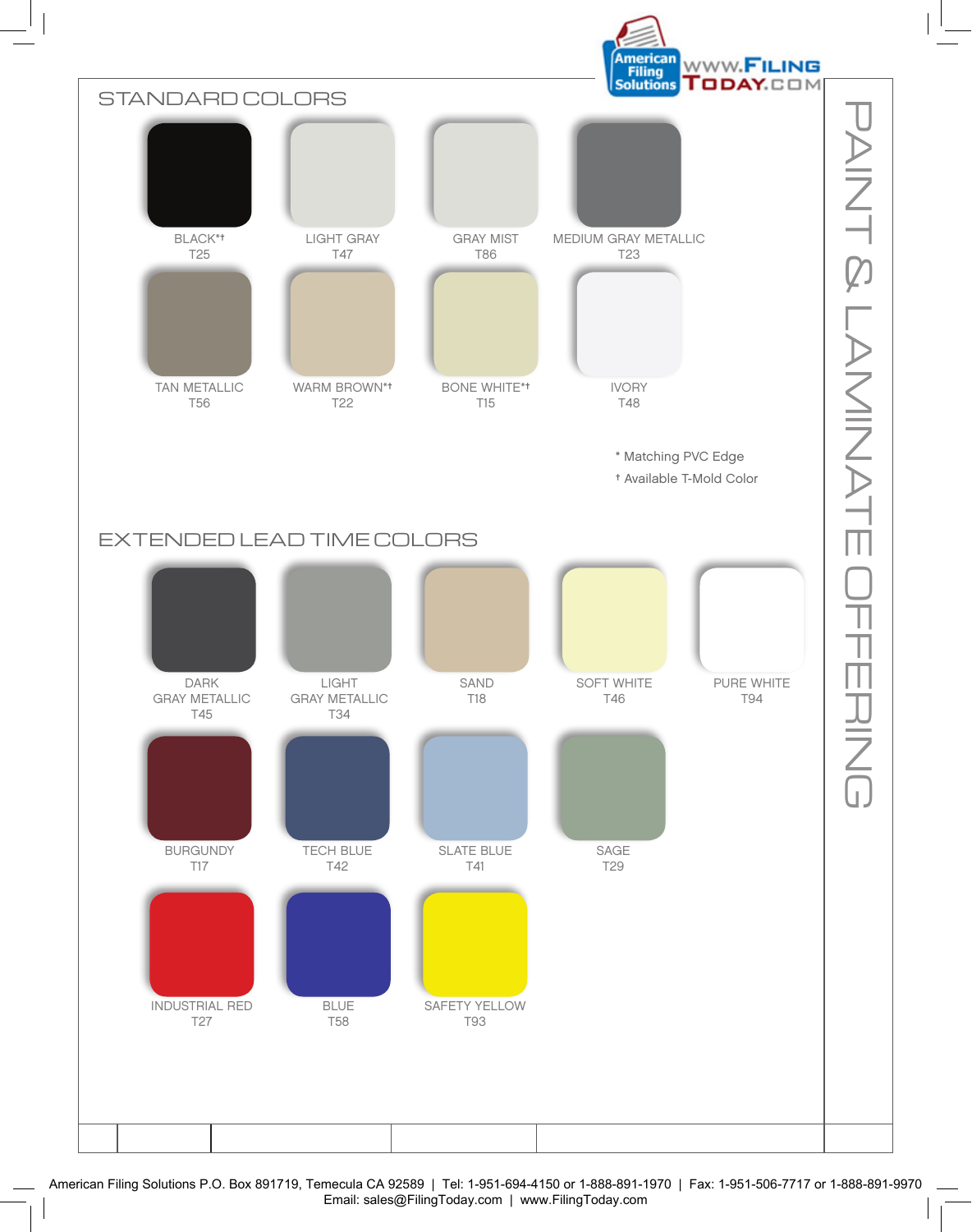# PAINT & LAMINATE OFFERING

## STANDARD COLORS

- BLACK*† T25
- LIGHT GRAY T47
- GRAY MIST T86
- MEDIUM GRAY METALLIC T23
- TAN METALLIC T56
- WARM BROWN*† T22
- BONE WHITE*† T15
- IVORY T48

\* Matching PVC Edge
† Available T-Mold Color

## EXTENDED LEAD TIME COLORS

- DARK GRAY METALLIC T45
- LIGHT GRAY METALLIC T34
- SAND T18
- SOFT WHITE T46
- PURE WHITE T94
- BURGUNDY T17
- TECH BLUE T42
- SLATE BLUE T41
- SAGE T29
- INDUSTRIAL RED T27
- BLUE T58
- SAFETY YELLOW T93

American Filing Solutions P.O. Box 891719, Temecula CA 92589 | Tel: 1-951-694-4150 or 1-888-891-1970 | Fax: 1-951-506-7717 or 1-888-891-9970
Email: sales@FilingToday.com | www.FilingToday.com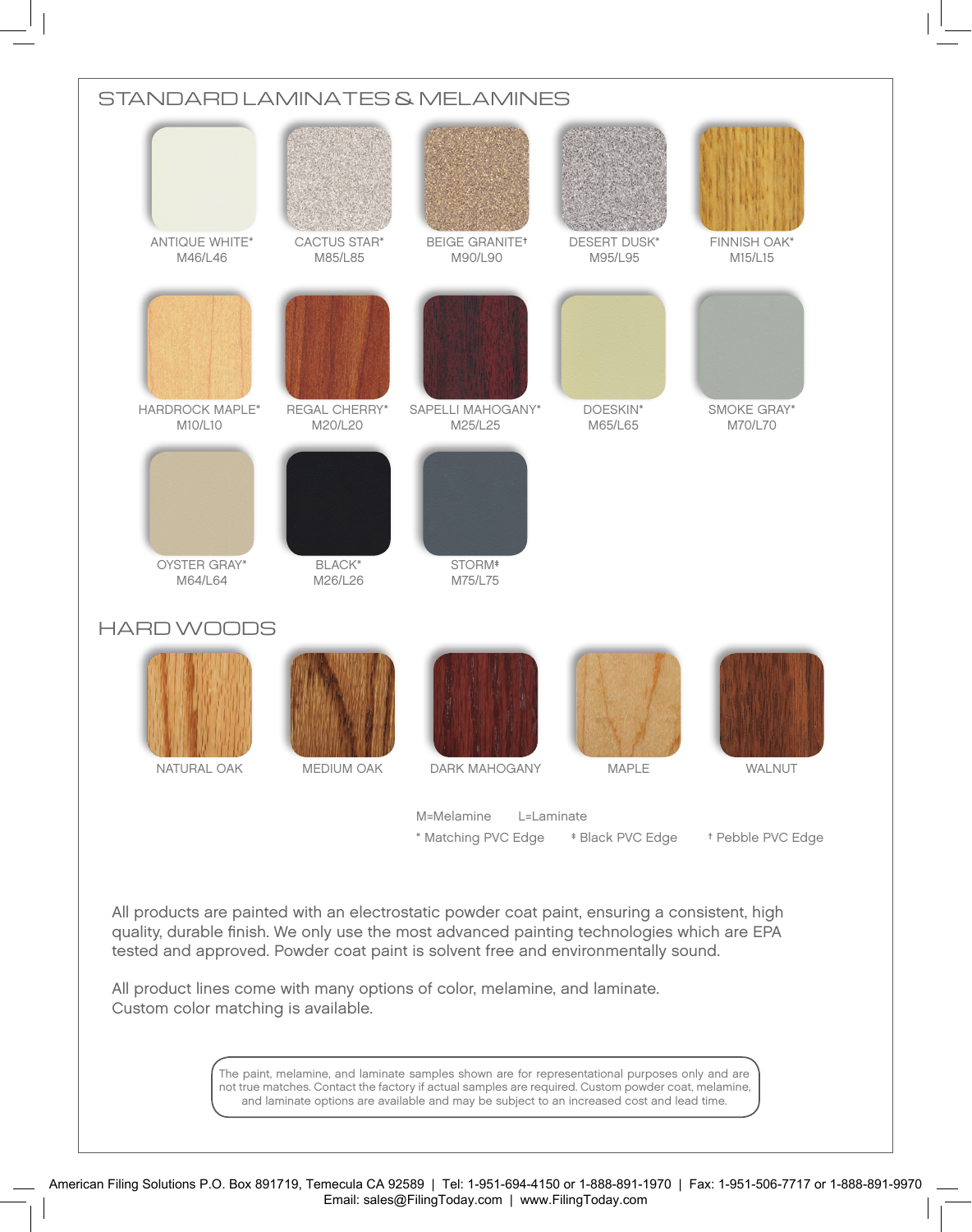## STANDARD LAMINATES & MELAMINES

ANTIQUE WHITE*
M46/L46

CACTUS STAR*
M85/L85

BEIGE GRANITE†
M90/L90

DESERT DUSK*
M95/L95

FINNISH OAK*
M15/L15

HARDROCK MAPLE*
M10/L10

REGAL CHERRY*
M20/L20

SAPELLI MAHOGANY*
M25/L25

DOESKIN*
M65/L65

SMOKE GRAY*
M70/L70

OYSTER GRAY*
M64/L64

BLACK*
M26/L26

STORM‡
M75/L75

## HARD WOODS

NATURAL OAK

MEDIUM OAK

DARK MAHOGANY

MAPLE

WALNUT

M=Melamine L=Laminate

* Matching PVC Edge ‡ Black PVC Edge † Pebble PVC Edge

All products are painted with an electrostatic powder coat paint, ensuring a consistent, high quality, durable finish. We only use the most advanced painting technologies which are EPA tested and approved. Powder coat paint is solvent free and environmentally sound.

All product lines come with many options of color, melamine, and laminate.
Custom color matching is available.

The paint, melamine, and laminate samples shown are for representational purposes only and are not true matches. Contact the factory if actual samples are required. Custom powder coat, melamine, and laminate options are available and may be subject to an increased cost and lead time.

American Filing Solutions P.O. Box 891719, Temecula CA 92589 | Tel: 1-951-694-4150 or 1-888-891-1970 | Fax: 1-951-506-7717 or 1-888-891-9970
Email: sales@FilingToday.com | www.FilingToday.com